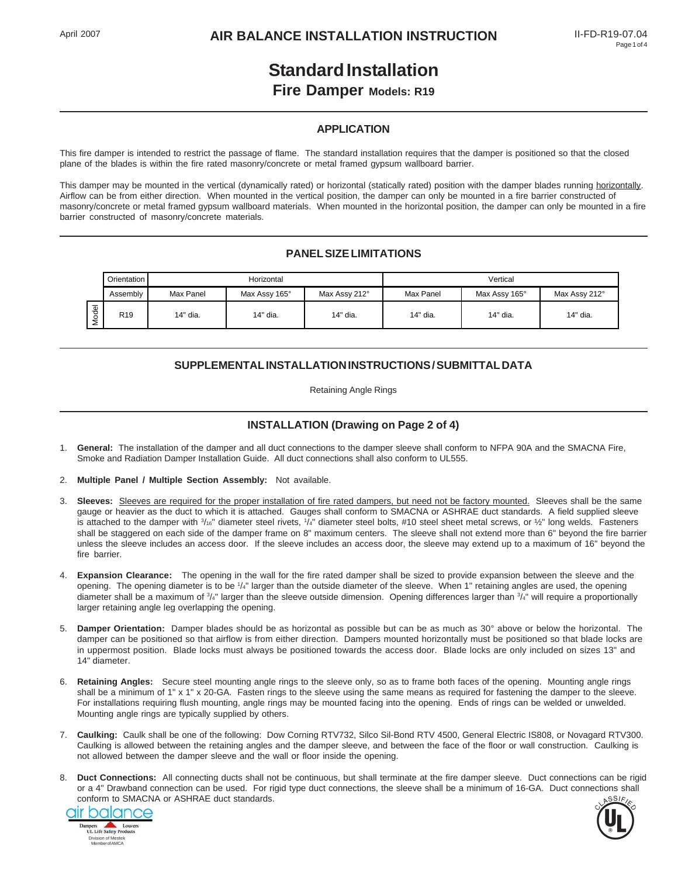# Standard Installation

## Fire Damper Models: R19

### APPLICATION

This fire damper is intended to restrict the passage of flame. The standard installation requires that the damper is positioned so that the closed plane of the blades is within the fire rated masonry/concrete or metal framed gypsum wallboard barrier.

This damper may be mounted in the vertical (dynamically rated) or horizontal (statically rated) position with the damper blades running <u>horizontally</u>. Airflow can be from either direction. When mounted in the vertical position, the damper can only be mounted in a fire barrier constructed of masonry/concrete or metal framed gypsum wallboard materials. When mounted in the horizontal position, the damper can only be mounted in a fire barrier constructed of masonry/concrete materials.

### PANEL SIZE LIMITATIONS

| | Orientation | Horizontal | | | Vertical | | |
|---|---|---|---|---|---|---|---|
| | Assembly | Max Panel | Max Assy 165° | Max Assy 212° | Max Panel | Max Assy 165° | Max Assy 212° |
| Model | R19 | 14" dia. | 14" dia. | 14" dia. | 14" dia. | 14" dia. | 14" dia. |

### SUPPLEMENTAL INSTALLATION INSTRUCTIONS / SUBMITTAL DATA

Retaining Angle Rings

### INSTALLATION (Drawing on Page 2 of 4)

1. **General:** The installation of the damper and all duct connections to the damper sleeve shall conform to NFPA 90A and the SMACNA Fire, Smoke and Radiation Damper Installation Guide. All duct connections shall also conform to UL555.

2. **Multiple Panel / Multiple Section Assembly:** Not available.

3. **Sleeves:** <u>Sleeves are required for the proper installation of fire rated dampers, but need not be factory mounted.</u> Sleeves shall be the same gauge or heavier as the duct to which it is attached. Gauges shall conform to SMACNA or ASHRAE duct standards. A field supplied sleeve is attached to the damper with 3/16" diameter steel rivets, 1/4" diameter steel bolts, #10 steel sheet metal screws, or ½" long welds. Fasteners shall be staggered on each side of the damper frame on 8" maximum centers. The sleeve shall not extend more than 6" beyond the fire barrier unless the sleeve includes an access door. If the sleeve includes an access door, the sleeve may extend up to a maximum of 16" beyond the fire barrier.

4. **Expansion Clearance:** The opening in the wall for the fire rated damper shall be sized to provide expansion between the sleeve and the opening. The opening diameter is to be 1/4" larger than the outside diameter of the sleeve. When 1" retaining angles are used, the opening diameter shall be a maximum of 3/4" larger than the sleeve outside dimension. Opening differences larger than 3/4" will require a proportionally larger retaining angle leg overlapping the opening.

5. **Damper Orientation:** Damper blades should be as horizontal as possible but can be as much as 30° above or below the horizontal. The damper can be positioned so that airflow is from either direction. Dampers mounted horizontally must be positioned so that blade locks are in uppermost position. Blade locks must always be positioned towards the access door. Blade locks are only included on sizes 13" and 14" diameter.

6. **Retaining Angles:** Secure steel mounting angle rings to the sleeve only, so as to frame both faces of the opening. Mounting angle rings shall be a minimum of 1" x 1" x 20-GA. Fasten rings to the sleeve using the same means as required for fastening the damper to the sleeve. For installations requiring flush mounting, angle rings may be mounted facing into the opening. Ends of rings can be welded or unwelded. Mounting angle rings are typically supplied by others.

7. **Caulking:** Caulk shall be one of the following: Dow Corning RTV732, Silco Sil-Bond RTV 4500, General Electric IS808, or Novagard RTV300. Caulking is allowed between the retaining angles and the damper sleeve, and between the face of the floor or wall construction. Caulking is not allowed between the damper sleeve and the wall or floor inside the opening.

8. **Duct Connections:** All connecting ducts shall not be continuous, but shall terminate at the fire damper sleeve. Duct connections can be rigid or a 4" Drawband connection can be used. For rigid type duct connections, the sleeve shall be a minimum of 16-GA. Duct connections shall conform to SMACNA or ASHRAE duct standards.

air balance
Dampers Louvers
UL Life Safety Products
Division of Mestek
Member of AMCA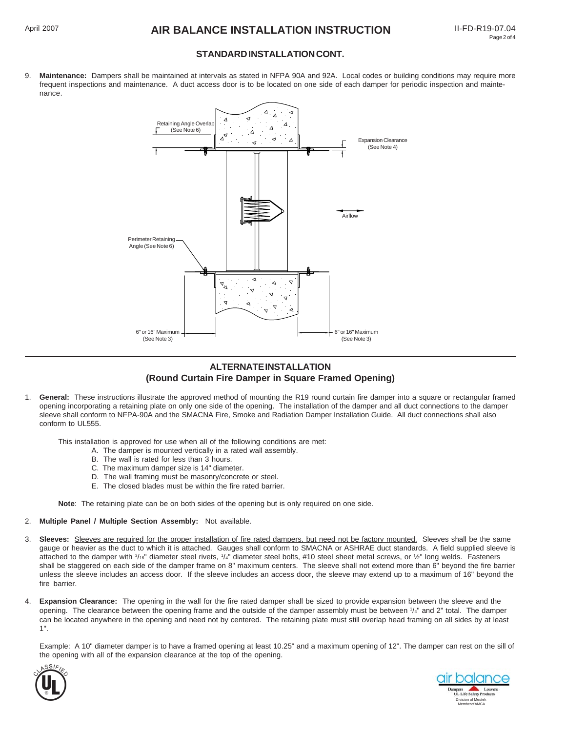## STANDARD INSTALLATION CONT.

9. **Maintenance:** Dampers shall be maintained at intervals as stated in NFPA 90A and 92A. Local codes or building conditions may require more frequent inspections and maintenance. A duct access door is to be located on one side of each damper for periodic inspection and maintenance.

Retaining Angle Overlap (See Note 6)

Expansion Clearance (See Note 4)

Airflow

Perimeter Retaining Angle (See Note 6)

6" or 16" Maximum (See Note 3)

6" or 16" Maximum (See Note 3)

---

## ALTERNATE INSTALLATION
## (Round Curtain Fire Damper in Square Framed Opening)

1. **General:** These instructions illustrate the approved method of mounting the R19 round curtain fire damper into a square or rectangular framed opening incorporating a retaining plate on only one side of the opening. The installation of the damper and all duct connections to the damper sleeve shall conform to NFPA-90A and the SMACNA Fire, Smoke and Radiation Damper Installation Guide. All duct connections shall also conform to UL555.

   This installation is approved for use when all of the following conditions are met:
   - A. The damper is mounted vertically in a rated wall assembly.
   - B. The wall is rated for less than 3 hours.
   - C. The maximum damper size is 14" diameter.
   - D. The wall framing must be masonry/concrete or steel.
   - E. The closed blades must be within the fire rated barrier.

   **Note**: The retaining plate can be on both sides of the opening but is only required on one side.

2. **Multiple Panel / Multiple Section Assembly:** Not available.

3. **Sleeves:** <u>Sleeves are required for the proper installation of fire rated dampers, but need not be factory mounted.</u> Sleeves shall be the same gauge or heavier as the duct to which it is attached. Gauges shall conform to SMACNA or ASHRAE duct standards. A field supplied sleeve is attached to the damper with $^{3}/_{16}$" diameter steel rivets, $^{1}/_{4}$" diameter steel bolts, #10 steel sheet metal screws, or ½" long welds. Fasteners shall be staggered on each side of the damper frame on 8" maximum centers. The sleeve shall not extend more than 6" beyond the fire barrier unless the sleeve includes an access door. If the sleeve includes an access door, the sleeve may extend up to a maximum of 16" beyond the fire barrier.

4. **Expansion Clearance:** The opening in the wall for the fire rated damper shall be sized to provide expansion between the sleeve and the opening. The clearance between the opening frame and the outside of the damper assembly must be between $^{1}/_{4}$" and 2" total. The damper can be located anywhere in the opening and need not by centered. The retaining plate must still overlap head framing on all sides by at least 1".

   Example: A 10" diameter damper is to have a framed opening at least 10.25" and a maximum opening of 12". The damper can rest on the sill of the opening with all of the expansion clearance at the top of the opening.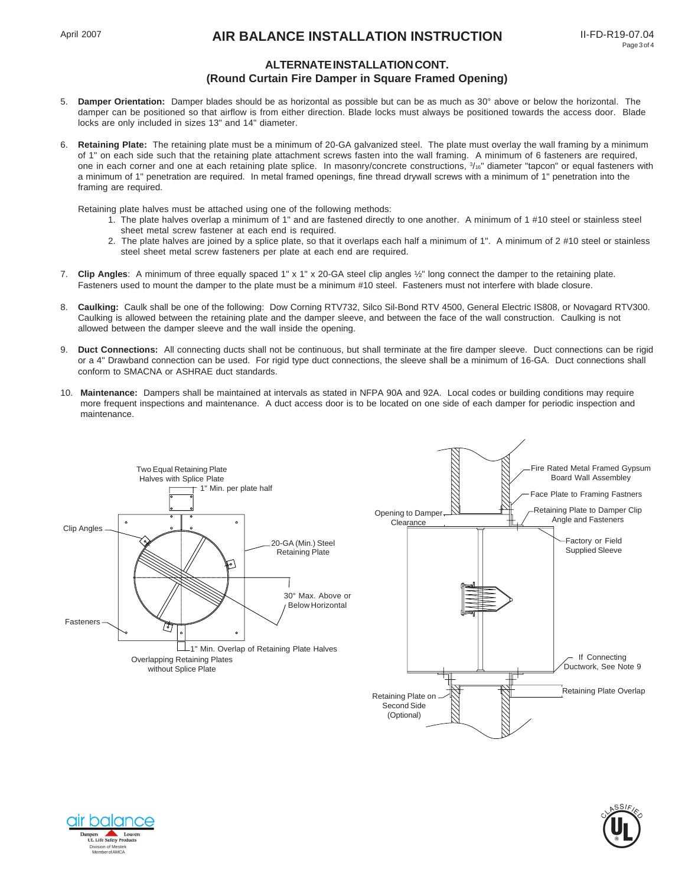## ALTERNATE INSTALLATION CONT.
### (Round Curtain Fire Damper in Square Framed Opening)

5. **Damper Orientation:** Damper blades should be as horizontal as possible but can be as much as 30° above or below the horizontal. The damper can be positioned so that airflow is from either direction. Blade locks must always be positioned towards the access door. Blade locks are only included in sizes 13" and 14" diameter.

6. **Retaining Plate:** The retaining plate must be a minimum of 20-GA galvanized steel. The plate must overlay the wall framing by a minimum of 1" on each side such that the retaining plate attachment screws fasten into the wall framing. A minimum of 6 fasteners are required, one in each corner and one at each retaining plate splice. In masonry/concrete constructions, 3/16" diameter "tapcon" or equal fasteners with a minimum of 1" penetration are required. In metal framed openings, fine thread drywall screws with a minimum of 1" penetration into the framing are required.

   Retaining plate halves must be attached using one of the following methods:
   1. The plate halves overlap a minimum of 1" and are fastened directly to one another. A minimum of 1 #10 steel or stainless steel sheet metal screw fastener at each end is required.
   2. The plate halves are joined by a splice plate, so that it overlaps each half a minimum of 1". A minimum of 2 #10 steel or stainless steel sheet metal screw fasteners per plate at each end are required.

7. **Clip Angles**: A minimum of three equally spaced 1" x 1" x 20-GA steel clip angles ½" long connect the damper to the retaining plate. Fasteners used to mount the damper to the plate must be a minimum #10 steel. Fasteners must not interfere with blade closure.

8. **Caulking:** Caulk shall be one of the following: Dow Corning RTV732, Silco Sil-Bond RTV 4500, General Electric IS808, or Novagard RTV300. Caulking is allowed between the retaining plate and the damper sleeve, and between the face of the wall construction. Caulking is not allowed between the damper sleeve and the wall inside the opening.

9. **Duct Connections:** All connecting ducts shall not be continuous, but shall terminate at the fire damper sleeve. Duct connections can be rigid or a 4" Drawband connection can be used. For rigid type duct connections, the sleeve shall be a minimum of 16-GA. Duct connections shall conform to SMACNA or ASHRAE duct standards.

10. **Maintenance:** Dampers shall be maintained at intervals as stated in NFPA 90A and 92A. Local codes or building conditions may require more frequent inspections and maintenance. A duct access door is to be located on one side of each damper for periodic inspection and maintenance.

Two Equal Retaining Plate Halves with Splice Plate
1" Min. per plate half
Clip Angles
20-GA (Min.) Steel Retaining Plate
30° Max. Above or Below Horizontal
Fasteners
1" Min. Overlap of Retaining Plate Halves
Overlapping Retaining Plates without Splice Plate

Fire Rated Metal Framed Gypsum Board Wall Assembley
Face Plate to Framing Fastners
Opening to Damper Clearance
Retaining Plate to Damper Clip Angle and Fasteners
Factory or Field Supplied Sleeve
If Connecting Ductwork, See Note 9
Retaining Plate Overlap
Retaining Plate on Second Side (Optional)

air balance
Dampers Louvers
UL Life Safety Products
Division of Mestek
Member of AMCA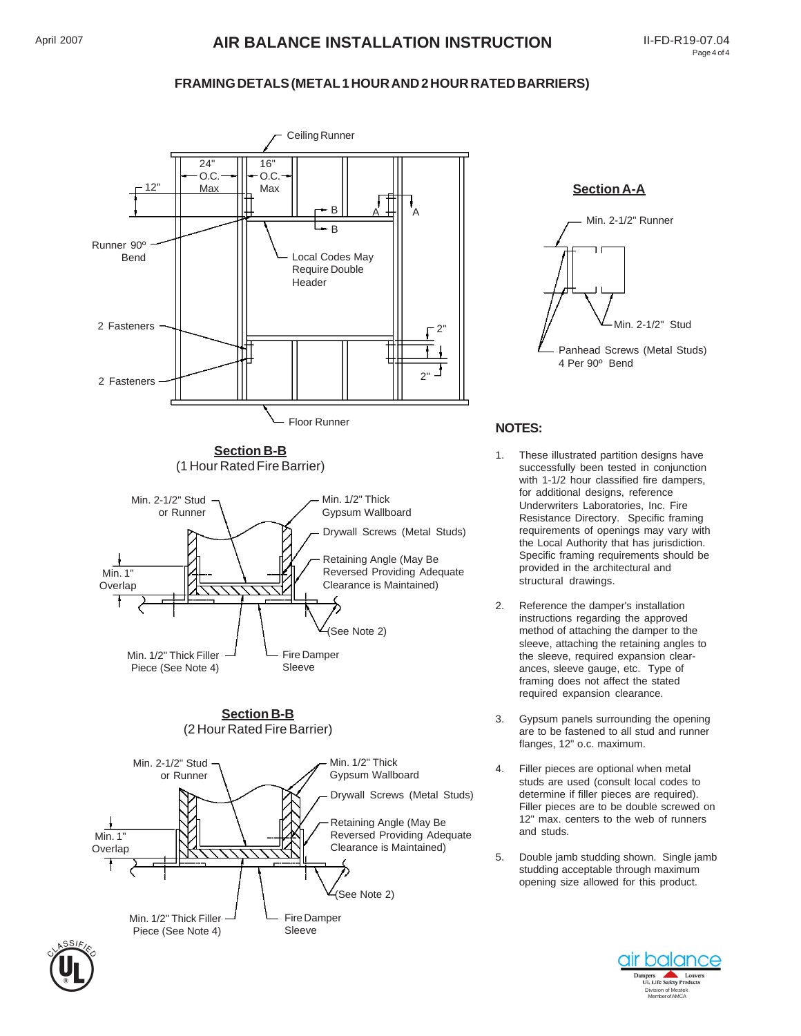## FRAMING DETALS (METAL 1 HOUR AND 2 HOUR RATED BARRIERS)

Ceiling Runner

24" O.C. Max

16" O.C. Max

12"

B

A

A

B

Runner 90º Bend

Local Codes May Require Double Header

2 Fasteners

2"

2"

2 Fasteners

Floor Runner

### Section A-A

Min. 2-1/2" Runner

Min. 2-1/2" Stud

Panhead Screws (Metal Studs) 4 Per 90º Bend

### Section B-B
(1 Hour Rated Fire Barrier)

Min. 2-1/2" Stud or Runner

Min. 1/2" Thick Gypsum Wallboard

Drywall Screws (Metal Studs)

Retaining Angle (May Be Reversed Providing Adequate Clearance is Maintained)

Min. 1" Overlap

(See Note 2)

Min. 1/2" Thick Filler Piece (See Note 4)

Fire Damper Sleeve

### Section B-B
(2 Hour Rated Fire Barrier)

Min. 2-1/2" Stud or Runner

Min. 1/2" Thick Gypsum Wallboard

Drywall Screws (Metal Studs)

Retaining Angle (May Be Reversed Providing Adequate Clearance is Maintained)

Min. 1" Overlap

(See Note 2)

Min. 1/2" Thick Filler Piece (See Note 4)

Fire Damper Sleeve

### NOTES:

1. These illustrated partition designs have successfully been tested in conjunction with 1-1/2 hour classified fire dampers, for additional designs, reference Underwriters Laboratories, Inc. Fire Resistance Directory. Specific framing requirements of openings may vary with the Local Authority that has jurisdiction. Specific framing requirements should be provided in the architectural and structural drawings.

2. Reference the damper's installation instructions regarding the approved method of attaching the damper to the sleeve, attaching the retaining angles to the sleeve, required expansion clearances, sleeve gauge, etc. Type of framing does not affect the stated required expansion clearance.

3. Gypsum panels surrounding the opening are to be fastened to all stud and runner flanges, 12" o.c. maximum.

4. Filler pieces are optional when metal studs are used (consult local codes to determine if filler pieces are required). Filler pieces are to be double screwed on 12" max. centers to the web of runners and studs.

5. Double jamb studding shown. Single jamb studding acceptable through maximum opening size allowed for this product.